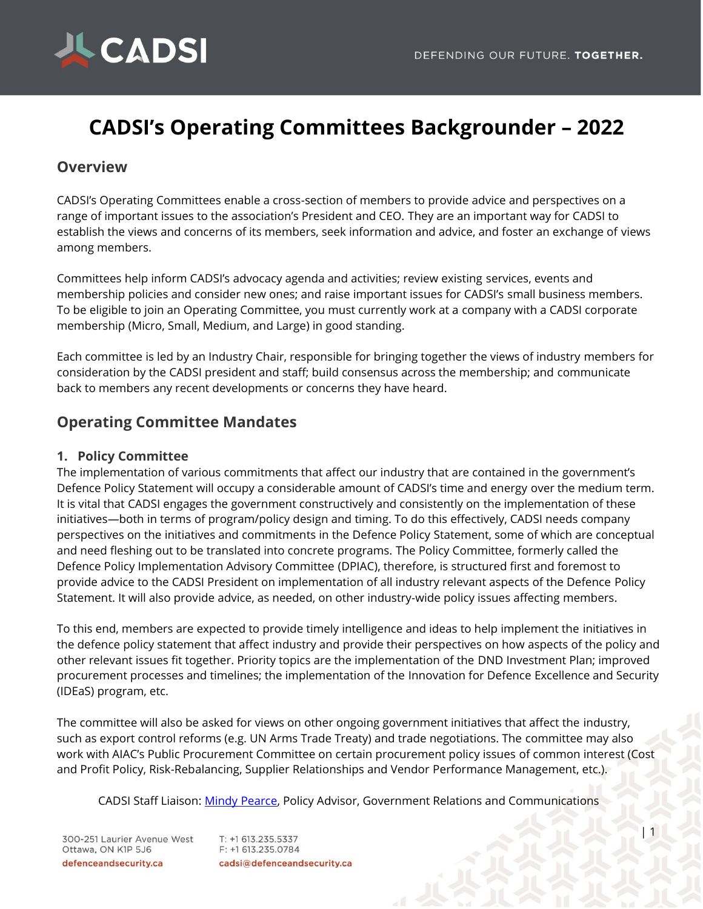# CADSI's Operating Committees Backgrounder – 2022

## Overview

CADSI's Operating Committees enable a cross-section of members to provide advice and perspectives on a range of important issues to the association's President and CEO. They are an important way for CADSI to establish the views and concerns of its members, seek information and advice, and foster an exchange of views among members.

Committees help inform CADSI's advocacy agenda and activities; review existing services, events and membership policies and consider new ones; and raise important issues for CADSI's small business members. To be eligible to join an Operating Committee, you must currently work at a company with a CADSI corporate membership (Micro, Small, Medium, and Large) in good standing.

Each committee is led by an Industry Chair, responsible for bringing together the views of industry members for consideration by the CADSI president and staff; build consensus across the membership; and communicate back to members any recent developments or concerns they have heard.

## Operating Committee Mandates

### 1. Policy Committee

The implementation of various commitments that affect our industry that are contained in the government's Defence Policy Statement will occupy a considerable amount of CADSI's time and energy over the medium term. It is vital that CADSI engages the government constructively and consistently on the implementation of these initiatives—both in terms of program/policy design and timing. To do this effectively, CADSI needs company perspectives on the initiatives and commitments in the Defence Policy Statement, some of which are conceptual and need fleshing out to be translated into concrete programs. The Policy Committee, formerly called the Defence Policy Implementation Advisory Committee (DPIAC), therefore, is structured first and foremost to provide advice to the CADSI President on implementation of all industry relevant aspects of the Defence Policy Statement. It will also provide advice, as needed, on other industry-wide policy issues affecting members.

To this end, members are expected to provide timely intelligence and ideas to help implement the initiatives in the defence policy statement that affect industry and provide their perspectives on how aspects of the policy and other relevant issues fit together. Priority topics are the implementation of the DND Investment Plan; improved procurement processes and timelines; the implementation of the Innovation for Defence Excellence and Security (IDEaS) program, etc.

The committee will also be asked for views on other ongoing government initiatives that affect the industry, such as export control reforms (e.g. UN Arms Trade Treaty) and trade negotiations. The committee may also work with AIAC's Public Procurement Committee on certain procurement policy issues of common interest (Cost and Profit Policy, Risk-Rebalancing, Supplier Relationships and Vendor Performance Management, etc.).

CADSI Staff Liaison: Mindy Pearce, Policy Advisor, Government Relations and Communications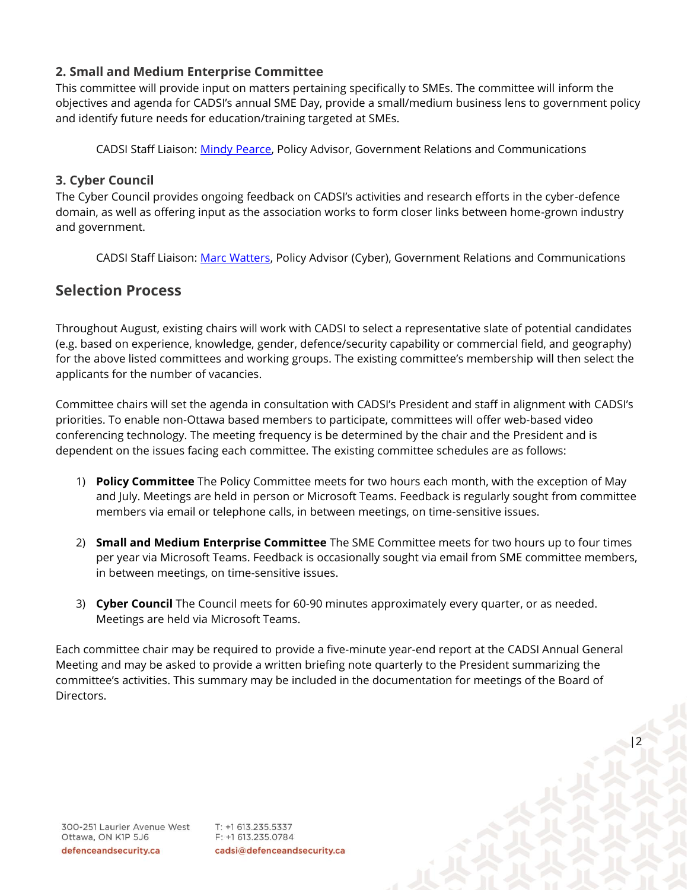### 2. Small and Medium Enterprise Committee

This committee will provide input on matters pertaining specifically to SMEs. The committee will inform the objectives and agenda for CADSI's annual SME Day, provide a small/medium business lens to government policy and identify future needs for education/training targeted at SMEs.

CADSI Staff Liaison: Mindy Pearce, Policy Advisor, Government Relations and Communications

### 3. Cyber Council

The Cyber Council provides ongoing feedback on CADSI's activities and research efforts in the cyber-defence domain, as well as offering input as the association works to form closer links between home-grown industry and government.

CADSI Staff Liaison: Marc Watters, Policy Advisor (Cyber), Government Relations and Communications

## Selection Process

Throughout August, existing chairs will work with CADSI to select a representative slate of potential candidates (e.g. based on experience, knowledge, gender, defence/security capability or commercial field, and geography) for the above listed committees and working groups. The existing committee's membership will then select the applicants for the number of vacancies.

Committee chairs will set the agenda in consultation with CADSI's President and staff in alignment with CADSI's priorities. To enable non-Ottawa based members to participate, committees will offer web-based video conferencing technology. The meeting frequency is be determined by the chair and the President and is dependent on the issues facing each committee. The existing committee schedules are as follows:

1) **Policy Committee** The Policy Committee meets for two hours each month, with the exception of May and July. Meetings are held in person or Microsoft Teams. Feedback is regularly sought from committee members via email or telephone calls, in between meetings, on time-sensitive issues.

2) **Small and Medium Enterprise Committee** The SME Committee meets for two hours up to four times per year via Microsoft Teams. Feedback is occasionally sought via email from SME committee members, in between meetings, on time-sensitive issues.

3) **Cyber Council** The Council meets for 60-90 minutes approximately every quarter, or as needed. Meetings are held via Microsoft Teams.

Each committee chair may be required to provide a five-minute year-end report at the CADSI Annual General Meeting and may be asked to provide a written briefing note quarterly to the President summarizing the committee's activities. This summary may be included in the documentation for meetings of the Board of Directors.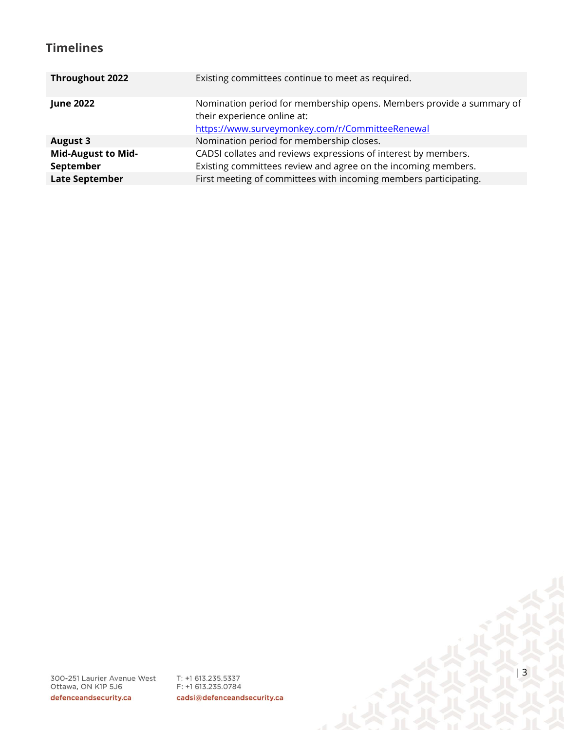## Timelines

| | |
|---|---|
| **Throughout 2022** | Existing committees continue to meet as required. |
| **June 2022** | Nomination period for membership opens. Members provide a summary of their experience online at: [https://www.surveymonkey.com/r/CommitteeRenewal](https://www.surveymonkey.com/r/CommitteeRenewal) |
| **August 3** | Nomination period for membership closes. |
| **Mid-August to Mid-September** | CADSI collates and reviews expressions of interest by members. Existing committees review and agree on the incoming members. |
| **Late September** | First meeting of committees with incoming members participating. |

300-251 Laurier Avenue West
Ottawa, ON K1P 5J6
defenceandsecurity.ca

T: +1 613.235.5337
F: +1 613.235.0784
cadsi@defenceandsecurity.ca